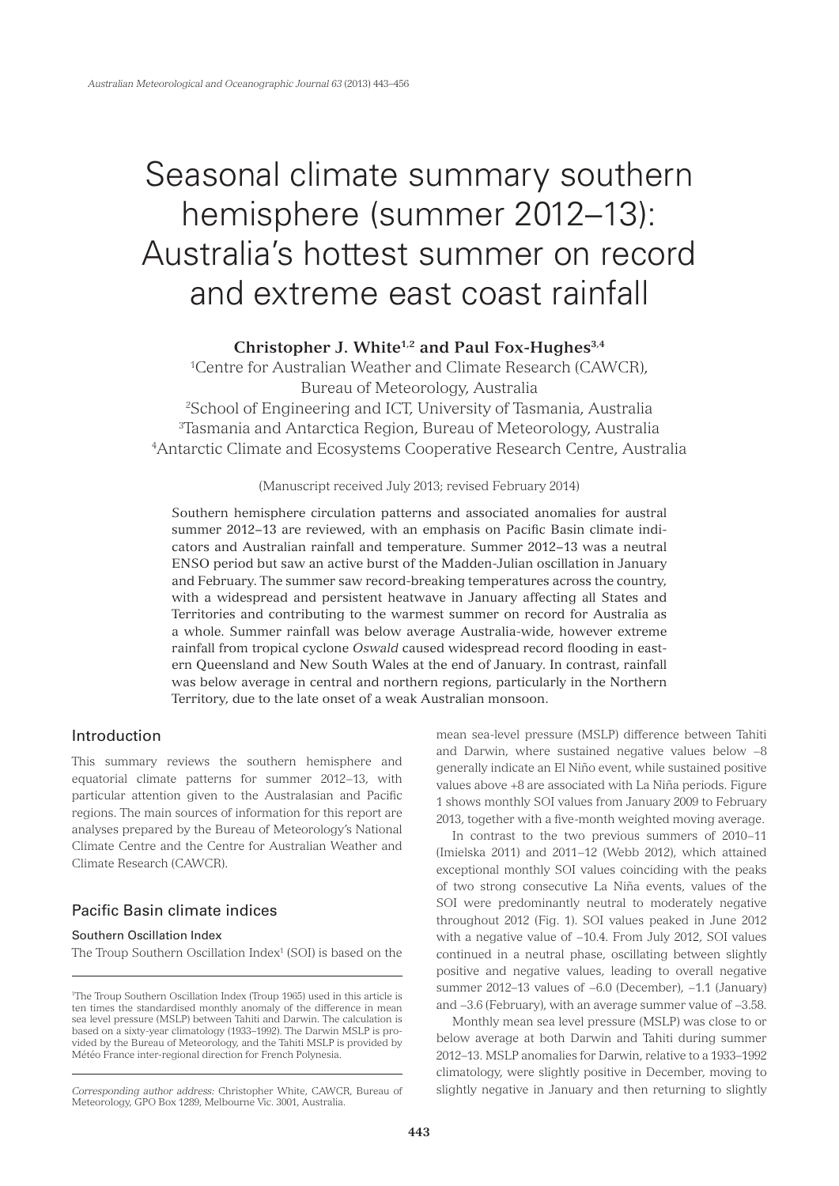# Seasonal climate summary southern hemisphere (summer 2012–13): Australia's hottest summer on record and extreme east coast rainfall

**Christopher J. White[1,2] and Paul Fox-Hughes[3,4]**

[1]Centre for Australian Weather and Climate Research (CAWCR), Bureau of Meteorology, Australia
[2]School of Engineering and ICT, University of Tasmania, Australia
[3]Tasmania and Antarctica Region, Bureau of Meteorology, Australia
[4]Antarctic Climate and Ecosystems Cooperative Research Centre, Australia

(Manuscript received July 2013; revised February 2014)

Southern hemisphere circulation patterns and associated anomalies for austral summer 2012–13 are reviewed, with an emphasis on Pacific Basin climate indicators and Australian rainfall and temperature. Summer 2012–13 was a neutral ENSO period but saw an active burst of the Madden-Julian oscillation in January and February. The summer saw record-breaking temperatures across the country, with a widespread and persistent heatwave in January affecting all States and Territories and contributing to the warmest summer on record for Australia as a whole. Summer rainfall was below average Australia-wide, however extreme rainfall from tropical cyclone *Oswald* caused widespread record flooding in eastern Queensland and New South Wales at the end of January. In contrast, rainfall was below average in central and northern regions, particularly in the Northern Territory, due to the late onset of a weak Australian monsoon.

## Introduction

This summary reviews the southern hemisphere and equatorial climate patterns for summer 2012–13, with particular attention given to the Australasian and Pacific regions. The main sources of information for this report are analyses prepared by the Bureau of Meteorology's National Climate Centre and the Centre for Australian Weather and Climate Research (CAWCR).

## Pacific Basin climate indices

### Southern Oscillation Index

The Troup Southern Oscillation Index[1] (SOI) is based on the mean sea-level pressure (MSLP) difference between Tahiti and Darwin, where sustained negative values below –8 generally indicate an El Niño event, while sustained positive values above +8 are associated with La Niña periods. Figure 1 shows monthly SOI values from January 2009 to February 2013, together with a five-month weighted moving average.

In contrast to the two previous summers of 2010–11 (Imielska 2011) and 2011–12 (Webb 2012), which attained exceptional monthly SOI values coinciding with the peaks of two strong consecutive La Niña events, values of the SOI were predominantly neutral to moderately negative throughout 2012 (Fig. 1). SOI values peaked in June 2012 with a negative value of –10.4. From July 2012, SOI values continued in a neutral phase, oscillating between slightly positive and negative values, leading to overall negative summer 2012–13 values of –6.0 (December), –1.1 (January) and –3.6 (February), with an average summer value of –3.58.

Monthly mean sea level pressure (MSLP) was close to or below average at both Darwin and Tahiti during summer 2012–13. MSLP anomalies for Darwin, relative to a 1933–1992 climatology, were slightly positive in December, moving to slightly negative in January and then returning to slightly

---

[1]The Troup Southern Oscillation Index (Troup 1965) used in this article is ten times the standardised monthly anomaly of the difference in mean sea level pressure (MSLP) between Tahiti and Darwin. The calculation is based on a sixty-year climatology (1933–1992). The Darwin MSLP is provided by the Bureau of Meteorology, and the Tahiti MSLP is provided by Météo France inter-regional direction for French Polynesia.

*Corresponding author address:* Christopher White, CAWCR, Bureau of Meteorology, GPO Box 1289, Melbourne Vic. 3001, Australia.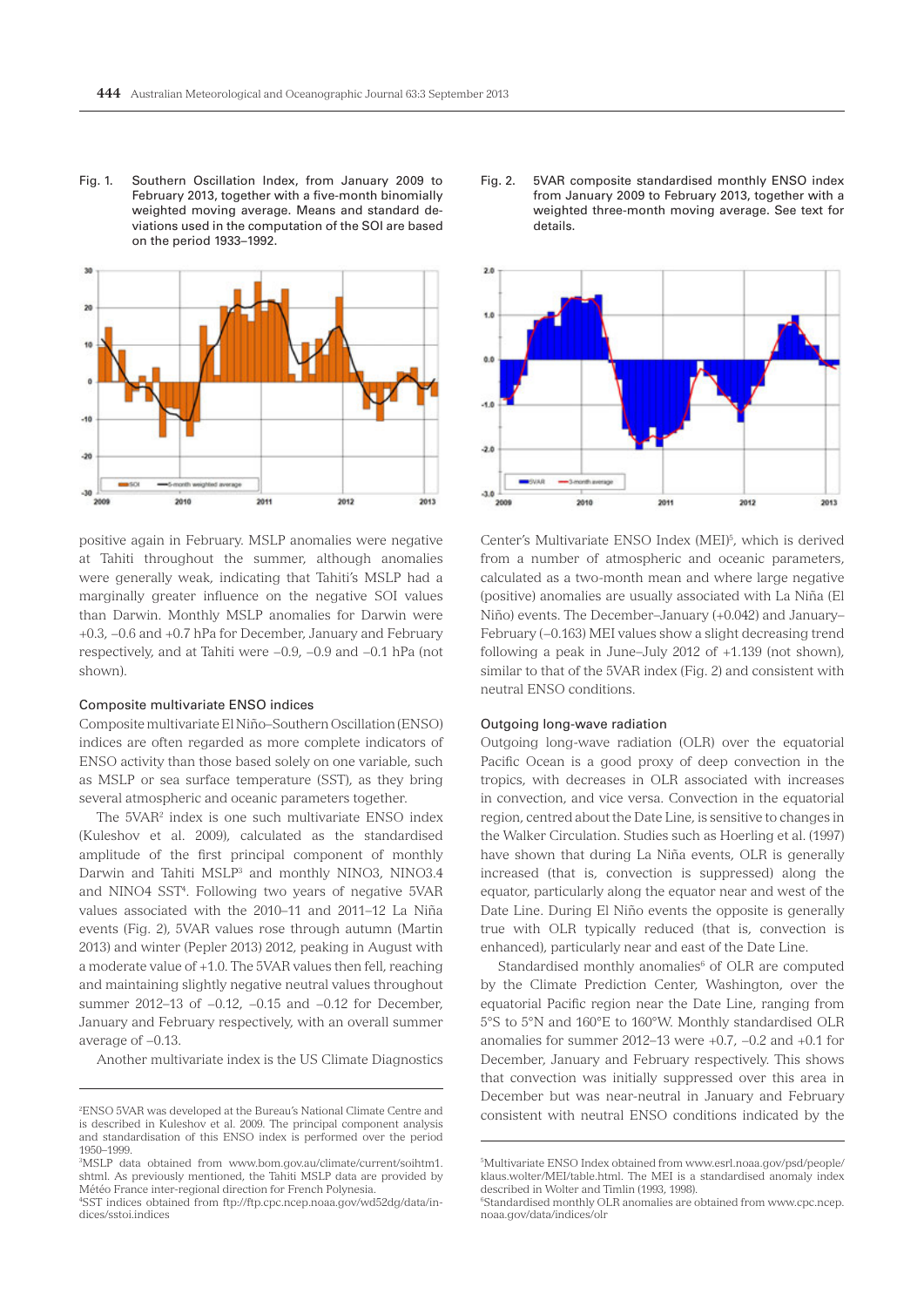Fig. 1. Southern Oscillation Index, from January 2009 to February 2013, together with a five-month binomially weighted moving average. Means and standard deviations used in the computation of the SOI are based on the period 1933–1992.

Fig. 2. 5VAR composite standardised monthly ENSO index from January 2009 to February 2013, together with a weighted three-month moving average. See text for details.

positive again in February. MSLP anomalies were negative at Tahiti throughout the summer, although anomalies were generally weak, indicating that Tahiti's MSLP had a marginally greater influence on the negative SOI values than Darwin. Monthly MSLP anomalies for Darwin were +0.3, –0.6 and +0.7 hPa for December, January and February respectively, and at Tahiti were –0.9, –0.9 and –0.1 hPa (not shown).

### Composite multivariate ENSO indices

Composite multivariate El Niño–Southern Oscillation (ENSO) indices are often regarded as more complete indicators of ENSO activity than those based solely on one variable, such as MSLP or sea surface temperature (SST), as they bring several atmospheric and oceanic parameters together.

The 5VAR[2] index is one such multivariate ENSO index (Kuleshov et al. 2009), calculated as the standardised amplitude of the first principal component of monthly Darwin and Tahiti MSLP[3] and monthly NINO3, NINO3.4 and NINO4 SST[4]. Following two years of negative 5VAR values associated with the 2010–11 and 2011–12 La Niña events (Fig. 2), 5VAR values rose through autumn (Martin 2013) and winter (Pepler 2013) 2012, peaking in August with a moderate value of +1.0. The 5VAR values then fell, reaching and maintaining slightly negative neutral values throughout summer 2012–13 of –0.12, –0.15 and –0.12 for December, January and February respectively, with an overall summer average of –0.13.

Another multivariate index is the US Climate Diagnostics Center's Multivariate ENSO Index (MEI)[5], which is derived from a number of atmospheric and oceanic parameters, calculated as a two-month mean and where large negative (positive) anomalies are usually associated with La Niña (El Niño) events. The December–January (+0.042) and January–February (–0.163) MEI values show a slight decreasing trend following a peak in June–July 2012 of +1.139 (not shown), similar to that of the 5VAR index (Fig. 2) and consistent with neutral ENSO conditions.

### Outgoing long-wave radiation

Outgoing long-wave radiation (OLR) over the equatorial Pacific Ocean is a good proxy of deep convection in the tropics, with decreases in OLR associated with increases in convection, and vice versa. Convection in the equatorial region, centred about the Date Line, is sensitive to changes in the Walker Circulation. Studies such as Hoerling et al. (1997) have shown that during La Niña events, OLR is generally increased (that is, convection is suppressed) along the equator, particularly along the equator near and west of the Date Line. During El Niño events the opposite is generally true with OLR typically reduced (that is, convection is enhanced), particularly near and east of the Date Line.

Standardised monthly anomalies[6] of OLR are computed by the Climate Prediction Center, Washington, over the equatorial Pacific region near the Date Line, ranging from 5°S to 5°N and 160°E to 160°W. Monthly standardised OLR anomalies for summer 2012–13 were +0.7, –0.2 and +0.1 for December, January and February respectively. This shows that convection was initially suppressed over this area in December but was near-neutral in January and February consistent with neutral ENSO conditions indicated by the

---

[2]ENSO 5VAR was developed at the Bureau's National Climate Centre and is described in Kuleshov et al. 2009. The principal component analysis and standardisation of this ENSO index is performed over the period 1950–1999.

[3]MSLP data obtained from www.bom.gov.au/climate/current/soihtm1.shtml. As previously mentioned, the Tahiti MSLP data are provided by Météo France inter-regional direction for French Polynesia.

[4]SST indices obtained from ftp://ftp.cpc.ncep.noaa.gov/wd52dg/data/indices/sstoi.indices

[5]Multivariate ENSO Index obtained from www.esrl.noaa.gov/psd/people/klaus.wolter/MEI/table.html. The MEI is a standardised anomaly index described in Wolter and Timlin (1993, 1998).

[6]Standardised monthly OLR anomalies are obtained from www.cpc.ncep.noaa.gov/data/indices/olr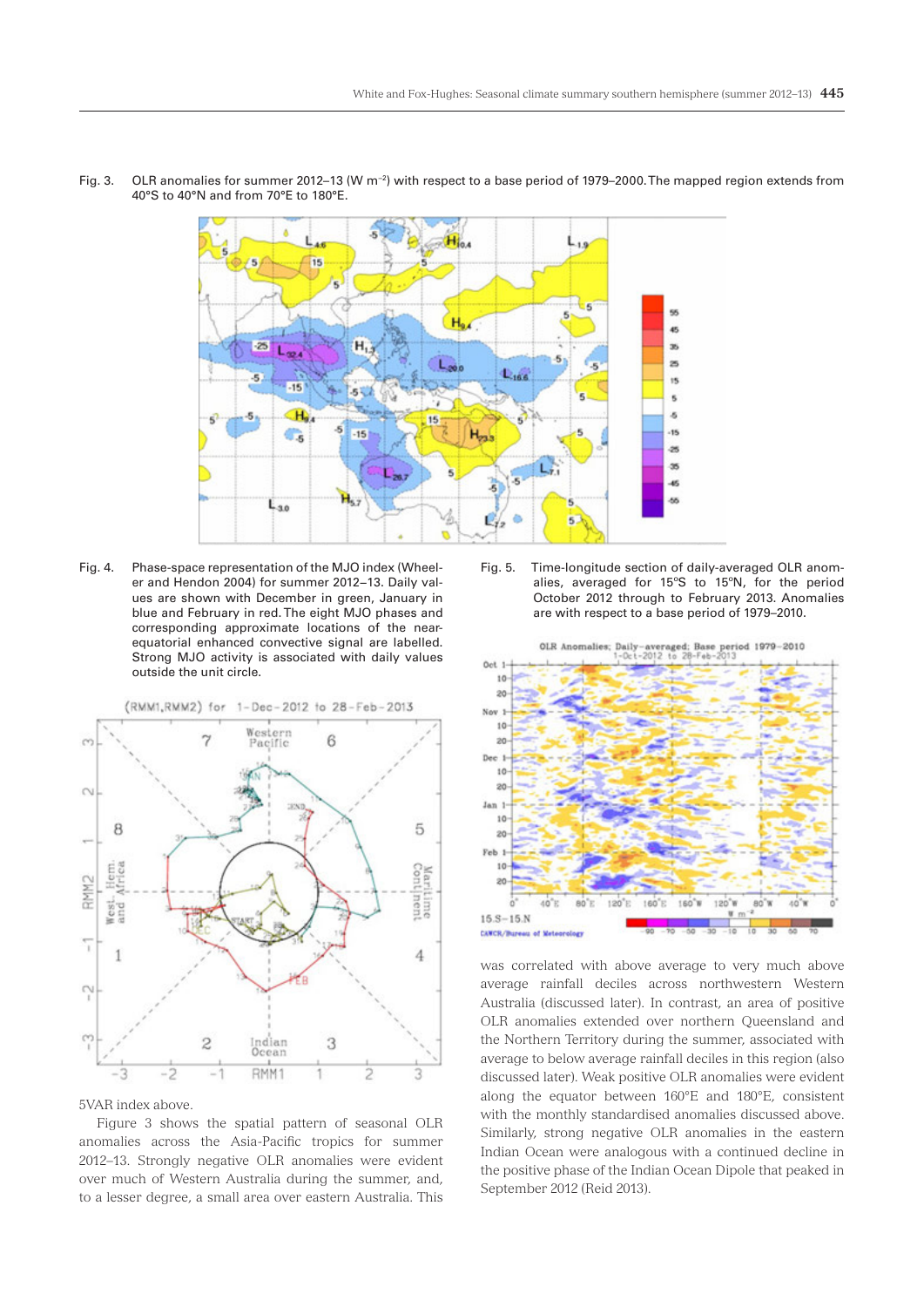Fig. 3. OLR anomalies for summer 2012–13 (W m$^{-2}$) with respect to a base period of 1979–2000. The mapped region extends from 40°S to 40°N and from 70°E to 180°E.

Fig. 4. Phase-space representation of the MJO index (Wheeler and Hendon 2004) for summer 2012–13. Daily values are shown with December in green, January in blue and February in red. The eight MJO phases and corresponding approximate locations of the near-equatorial enhanced convective signal are labelled. Strong MJO activity is associated with daily values outside the unit circle.

Fig. 5. Time-longitude section of daily-averaged OLR anomalies, averaged for 15°S to 15°N, for the period October 2012 through to February 2013. Anomalies are with respect to a base period of 1979–2010.

5VAR index above.

Figure 3 shows the spatial pattern of seasonal OLR anomalies across the Asia-Pacific tropics for summer 2012–13. Strongly negative OLR anomalies were evident over much of Western Australia during the summer, and, to a lesser degree, a small area over eastern Australia. This was correlated with above average to very much above average rainfall deciles across northwestern Western Australia (discussed later). In contrast, an area of positive OLR anomalies extended over northern Queensland and the Northern Territory during the summer, associated with average to below average rainfall deciles in this region (also discussed later). Weak positive OLR anomalies were evident along the equator between 160°E and 180°E, consistent with the monthly standardised anomalies discussed above. Similarly, strong negative OLR anomalies in the eastern Indian Ocean were analogous with a continued decline in the positive phase of the Indian Ocean Dipole that peaked in September 2012 (Reid 2013).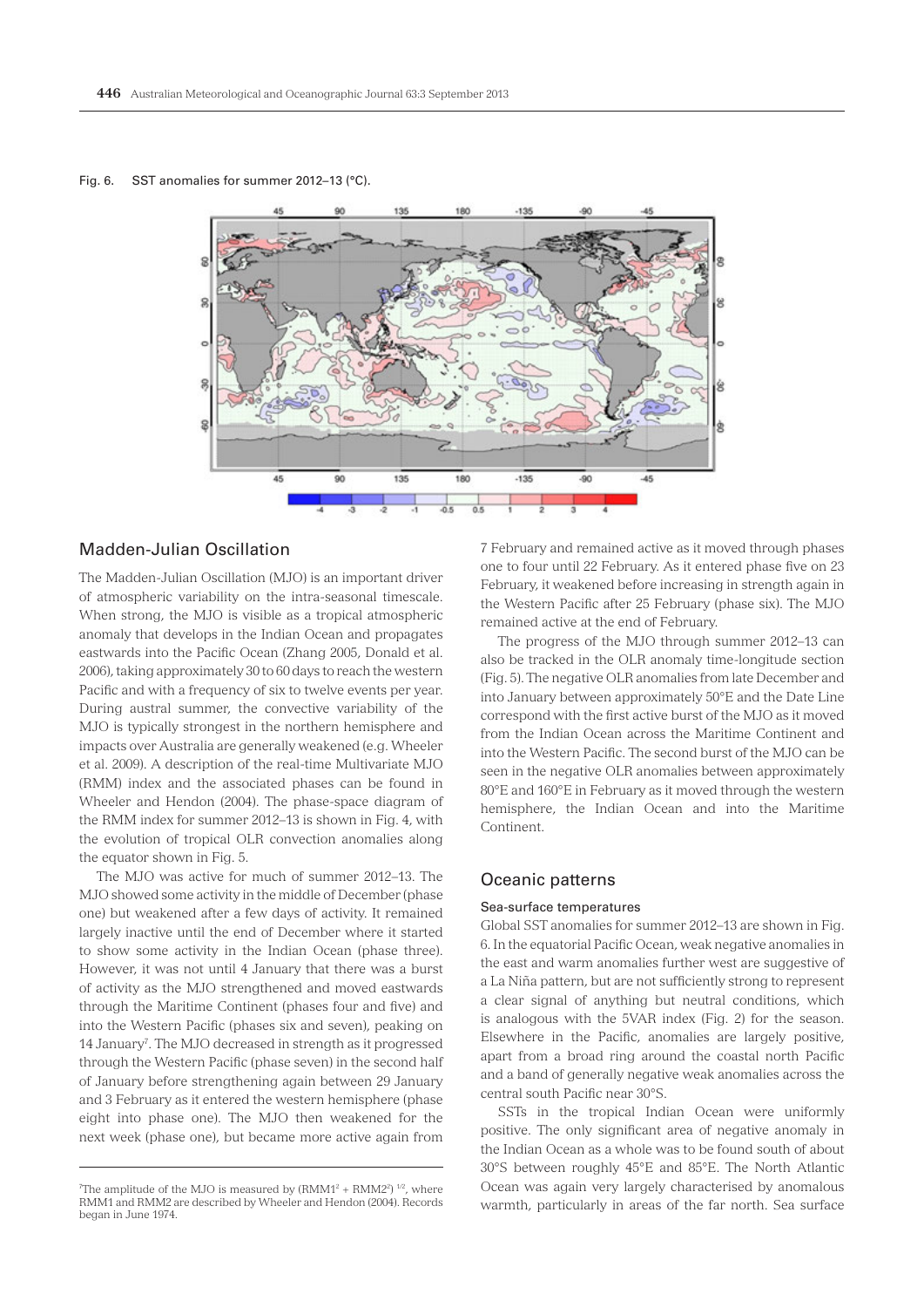Fig. 6. SST anomalies for summer 2012–13 (°C).

## Madden-Julian Oscillation

The Madden-Julian Oscillation (MJO) is an important driver of atmospheric variability on the intra-seasonal timescale. When strong, the MJO is visible as a tropical atmospheric anomaly that develops in the Indian Ocean and propagates eastwards into the Pacific Ocean (Zhang 2005, Donald et al. 2006), taking approximately 30 to 60 days to reach the western Pacific and with a frequency of six to twelve events per year. During austral summer, the convective variability of the MJO is typically strongest in the northern hemisphere and impacts over Australia are generally weakened (e.g. Wheeler et al. 2009). A description of the real-time Multivariate MJO (RMM) index and the associated phases can be found in Wheeler and Hendon (2004). The phase-space diagram of the RMM index for summer 2012–13 is shown in Fig. 4, with the evolution of tropical OLR convection anomalies along the equator shown in Fig. 5.

The MJO was active for much of summer 2012–13. The MJO showed some activity in the middle of December (phase one) but weakened after a few days of activity. It remained largely inactive until the end of December where it started to show some activity in the Indian Ocean (phase three). However, it was not until 4 January that there was a burst of activity as the MJO strengthened and moved eastwards through the Maritime Continent (phases four and five) and into the Western Pacific (phases six and seven), peaking on 14 January[7]. The MJO decreased in strength as it progressed through the Western Pacific (phase seven) in the second half of January before strengthening again between 29 January and 3 February as it entered the western hemisphere (phase eight into phase one). The MJO then weakened for the next week (phase one), but became more active again from 7 February and remained active as it moved through phases one to four until 22 February. As it entered phase five on 23 February, it weakened before increasing in strength again in the Western Pacific after 25 February (phase six). The MJO remained active at the end of February.

The progress of the MJO through summer 2012–13 can also be tracked in the OLR anomaly time-longitude section (Fig. 5). The negative OLR anomalies from late December and into January between approximately 50°E and the Date Line correspond with the first active burst of the MJO as it moved from the Indian Ocean across the Maritime Continent and into the Western Pacific. The second burst of the MJO can be seen in the negative OLR anomalies between approximately 80°E and 160°E in February as it moved through the western hemisphere, the Indian Ocean and into the Maritime Continent.

[7]The amplitude of the MJO is measured by $(RMM1^2 + RMM2^2)^{1/2}$, where RMM1 and RMM2 are described by Wheeler and Hendon (2004). Records began in June 1974.

## Oceanic patterns

### Sea-surface temperatures

Global SST anomalies for summer 2012–13 are shown in Fig. 6. In the equatorial Pacific Ocean, weak negative anomalies in the east and warm anomalies further west are suggestive of a La Niña pattern, but are not sufficiently strong to represent a clear signal of anything but neutral conditions, which is analogous with the 5VAR index (Fig. 2) for the season. Elsewhere in the Pacific, anomalies are largely positive, apart from a broad ring around the coastal north Pacific and a band of generally negative weak anomalies across the central south Pacific near 30°S.

SSTs in the tropical Indian Ocean were uniformly positive. The only significant area of negative anomaly in the Indian Ocean as a whole was to be found south of about 30°S between roughly 45°E and 85°E. The North Atlantic Ocean was again very largely characterised by anomalous warmth, particularly in areas of the far north. Sea surface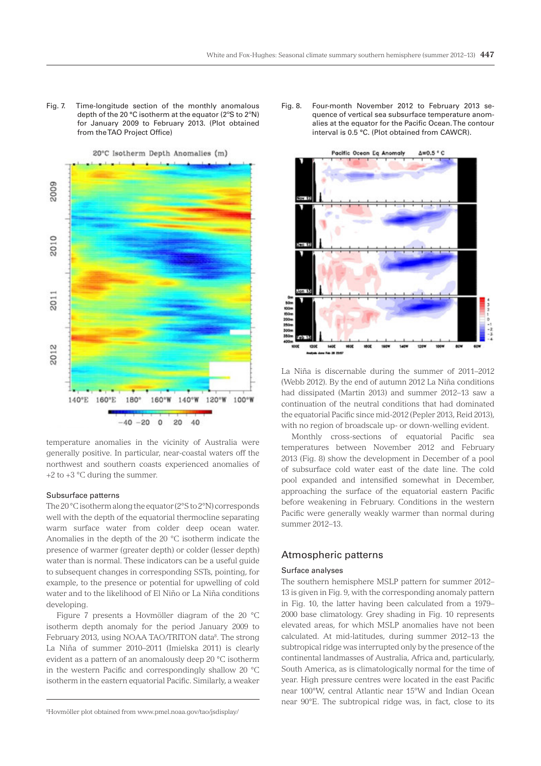Fig. 7. Time-longitude section of the monthly anomalous depth of the 20 °C isotherm at the equator (2°S to 2°N) for January 2009 to February 2013. (Plot obtained from the TAO Project Office)

Fig. 8. Four-month November 2012 to February 2013 sequence of vertical sea subsurface temperature anomalies at the equator for the Pacific Ocean. The contour interval is 0.5 °C. (Plot obtained from CAWCR).

temperature anomalies in the vicinity of Australia were generally positive. In particular, near-coastal waters off the northwest and southern coasts experienced anomalies of +2 to +3 °C during the summer.

### Subsurface patterns

The 20 °C isotherm along the equator (2°S to 2°N) corresponds well with the depth of the equatorial thermocline separating warm surface water from colder deep ocean water. Anomalies in the depth of the 20 °C isotherm indicate the presence of warmer (greater depth) or colder (lesser depth) water than is normal. These indicators can be a useful guide to subsequent changes in corresponding SSTs, pointing, for example, to the presence or potential for upwelling of cold water and to the likelihood of El Niño or La Niña conditions developing.

Figure 7 presents a Hovmöller diagram of the 20 °C isotherm depth anomaly for the period January 2009 to February 2013, using NOAA TAO/TRITON data[8]. The strong La Niña of summer 2010–2011 (Imielska 2011) is clearly evident as a pattern of an anomalously deep 20 °C isotherm in the western Pacific and correspondingly shallow 20 °C isotherm in the eastern equatorial Pacific. Similarly, a weaker La Niña is discernable during the summer of 2011–2012 (Webb 2012). By the end of autumn 2012 La Niña conditions had dissipated (Martin 2013) and summer 2012–13 saw a continuation of the neutral conditions that had dominated the equatorial Pacific since mid-2012 (Pepler 2013, Reid 2013), with no region of broadscale up- or down-welling evident.

Monthly cross-sections of equatorial Pacific sea temperatures between November 2012 and February 2013 (Fig. 8) show the development in December of a pool of subsurface cold water east of the date line. The cold pool expanded and intensified somewhat in December, approaching the surface of the equatorial eastern Pacific before weakening in February. Conditions in the western Pacific were generally weakly warmer than normal during summer 2012–13.

[8]Hovmöller plot obtained from www.pmel.noaa.gov/tao/jsdisplay/

## Atmospheric patterns

### Surface analyses

The southern hemisphere MSLP pattern for summer 2012–13 is given in Fig. 9, with the corresponding anomaly pattern in Fig. 10, the latter having been calculated from a 1979–2000 base climatology. Grey shading in Fig. 10 represents elevated areas, for which MSLP anomalies have not been calculated. At mid-latitudes, during summer 2012–13 the subtropical ridge was interrupted only by the presence of the continental landmasses of Australia, Africa and, particularly, South America, as is climatologically normal for the time of year. High pressure centres were located in the east Pacific near 100°W, central Atlantic near 15°W and Indian Ocean near 90°E. The subtropical ridge was, in fact, close to its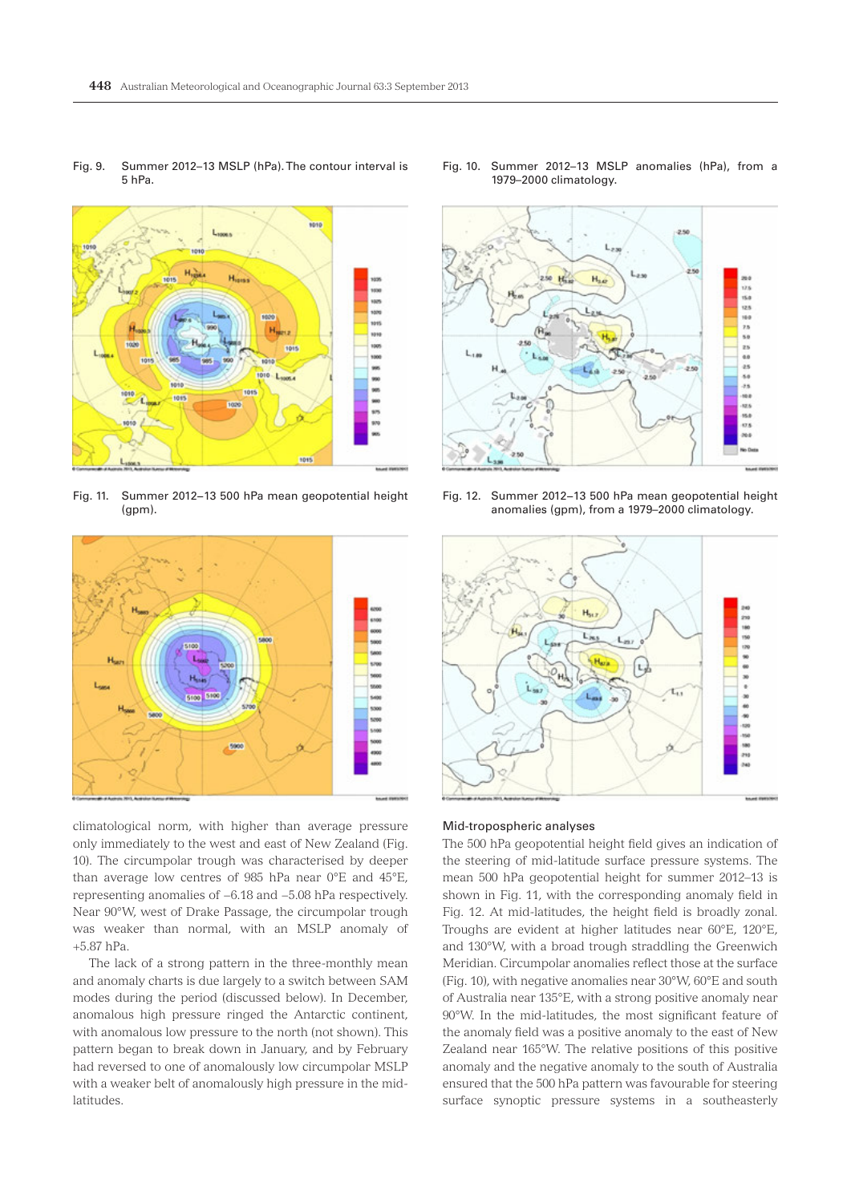Fig. 9. Summer 2012–13 MSLP (hPa). The contour interval is 5 hPa.

Fig. 10. Summer 2012–13 MSLP anomalies (hPa), from a 1979–2000 climatology.

Fig. 11. Summer 2012–13 500 hPa mean geopotential height (gpm).

Fig. 12. Summer 2012–13 500 hPa mean geopotential height anomalies (gpm), from a 1979–2000 climatology.

climatological norm, with higher than average pressure only immediately to the west and east of New Zealand (Fig. 10). The circumpolar trough was characterised by deeper than average low centres of 985 hPa near 0°E and 45°E, representing anomalies of –6.18 and –5.08 hPa respectively. Near 90°W, west of Drake Passage, the circumpolar trough was weaker than normal, with an MSLP anomaly of +5.87 hPa.

The lack of a strong pattern in the three-monthly mean and anomaly charts is due largely to a switch between SAM modes during the period (discussed below). In December, anomalous high pressure ringed the Antarctic continent, with anomalous low pressure to the north (not shown). This pattern began to break down in January, and by February had reversed to one of anomalously low circumpolar MSLP with a weaker belt of anomalously high pressure in the mid-latitudes.

### Mid-tropospheric analyses

The 500 hPa geopotential height field gives an indication of the steering of mid-latitude surface pressure systems. The mean 500 hPa geopotential height for summer 2012–13 is shown in Fig. 11, with the corresponding anomaly field in Fig. 12. At mid-latitudes, the height field is broadly zonal. Troughs are evident at higher latitudes near 60°E, 120°E, and 130°W, with a broad trough straddling the Greenwich Meridian. Circumpolar anomalies reflect those at the surface (Fig. 10), with negative anomalies near 30°W, 60°E and south of Australia near 135°E, with a strong positive anomaly near 90°W. In the mid-latitudes, the most significant feature of the anomaly field was a positive anomaly to the east of New Zealand near 165°W. The relative positions of this positive anomaly and the negative anomaly to the south of Australia ensured that the 500 hPa pattern was favourable for steering surface synoptic pressure systems in a southeasterly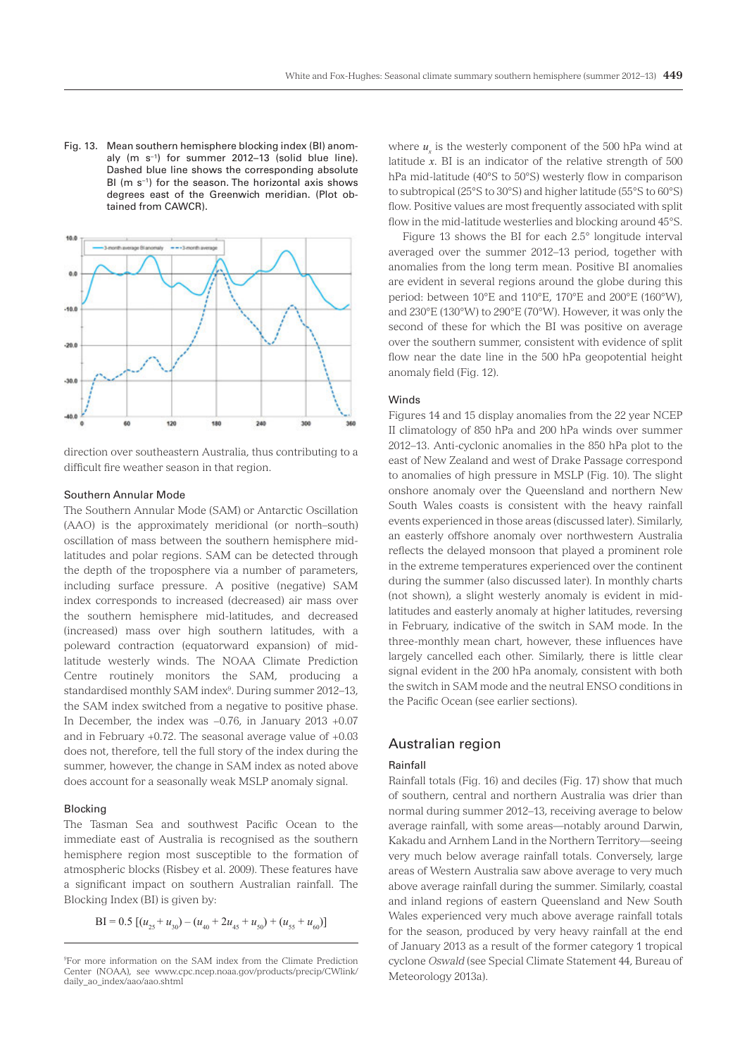Fig. 13. Mean southern hemisphere blocking index (BI) anomaly (m s⁻¹) for summer 2012–13 (solid blue line). Dashed blue line shows the corresponding absolute BI (m s⁻¹) for the season. The horizontal axis shows degrees east of the Greenwich meridian. (Plot obtained from CAWCR).

direction over southeastern Australia, thus contributing to a difficult fire weather season in that region.

### Southern Annular Mode

The Southern Annular Mode (SAM) or Antarctic Oscillation (AAO) is the approximately meridional (or north–south) oscillation of mass between the southern hemisphere mid-latitudes and polar regions. SAM can be detected through the depth of the troposphere via a number of parameters, including surface pressure. A positive (negative) SAM index corresponds to increased (decreased) air mass over the southern hemisphere mid-latitudes, and decreased (increased) mass over high southern latitudes, with a poleward contraction (equatorward expansion) of mid-latitude westerly winds. The NOAA Climate Prediction Centre routinely monitors the SAM, producing a standardised monthly SAM index[9]. During summer 2012–13, the SAM index switched from a negative to positive phase. In December, the index was –0.76, in January 2013 +0.07 and in February +0.72. The seasonal average value of +0.03 does not, therefore, tell the full story of the index during the summer, however, the change in SAM index as noted above does account for a seasonally weak MSLP anomaly signal.

### Blocking

The Tasman Sea and southwest Pacific Ocean to the immediate east of Australia is recognised as the southern hemisphere region most susceptible to the formation of atmospheric blocks (Risbey et al. 2009). These features have a significant impact on southern Australian rainfall. The Blocking Index (BI) is given by:

$$\mathrm{BI} = 0.5\,[(u_{25} + u_{30}) - (u_{40} + 2u_{45} + u_{50}) + (u_{55} + u_{60})]$$

where $u_x$ is the westerly component of the 500 hPa wind at latitude $x$. BI is an indicator of the relative strength of 500 hPa mid-latitude (40°S to 50°S) westerly flow in comparison to subtropical (25°S to 30°S) and higher latitude (55°S to 60°S) flow. Positive values are most frequently associated with split flow in the mid-latitude westerlies and blocking around 45°S.

Figure 13 shows the BI for each 2.5° longitude interval averaged over the summer 2012–13 period, together with anomalies from the long term mean. Positive BI anomalies are evident in several regions around the globe during this period: between 10°E and 110°E, 170°E and 200°E (160°W), and 230°E (130°W) to 290°E (70°W). However, it was only the second of these for which the BI was positive on average over the southern summer, consistent with evidence of split flow near the date line in the 500 hPa geopotential height anomaly field (Fig. 12).

### Winds

Figures 14 and 15 display anomalies from the 22 year NCEP II climatology of 850 hPa and 200 hPa winds over summer 2012–13. Anti-cyclonic anomalies in the 850 hPa plot to the east of New Zealand and west of Drake Passage correspond to anomalies of high pressure in MSLP (Fig. 10). The slight onshore anomaly over the Queensland and northern New South Wales coasts is consistent with the heavy rainfall events experienced in those areas (discussed later). Similarly, an easterly offshore anomaly over northwestern Australia reflects the delayed monsoon that played a prominent role in the extreme temperatures experienced over the continent during the summer (also discussed later). In monthly charts (not shown), a slight westerly anomaly is evident in mid-latitudes and easterly anomaly at higher latitudes, reversing in February, indicative of the switch in SAM mode. In the three-monthly mean chart, however, these influences have largely cancelled each other. Similarly, there is little clear signal evident in the 200 hPa anomaly, consistent with both the switch in SAM mode and the neutral ENSO conditions in the Pacific Ocean (see earlier sections).

## Australian region

### Rainfall

Rainfall totals (Fig. 16) and deciles (Fig. 17) show that much of southern, central and northern Australia was drier than normal during summer 2012–13, receiving average to below average rainfall, with some areas—notably around Darwin, Kakadu and Arnhem Land in the Northern Territory—seeing very much below average rainfall totals. Conversely, large areas of Western Australia saw above average to very much above average rainfall during the summer. Similarly, coastal and inland regions of eastern Queensland and New South Wales experienced very much above average rainfall totals for the season, produced by very heavy rainfall at the end of January 2013 as a result of the former category 1 tropical cyclone *Oswald* (see Special Climate Statement 44, Bureau of Meteorology 2013a).

[9]For more information on the SAM index from the Climate Prediction Center (NOAA), see www.cpc.ncep.noaa.gov/products/precip/CWlink/daily_ao_index/aao/aao.shtml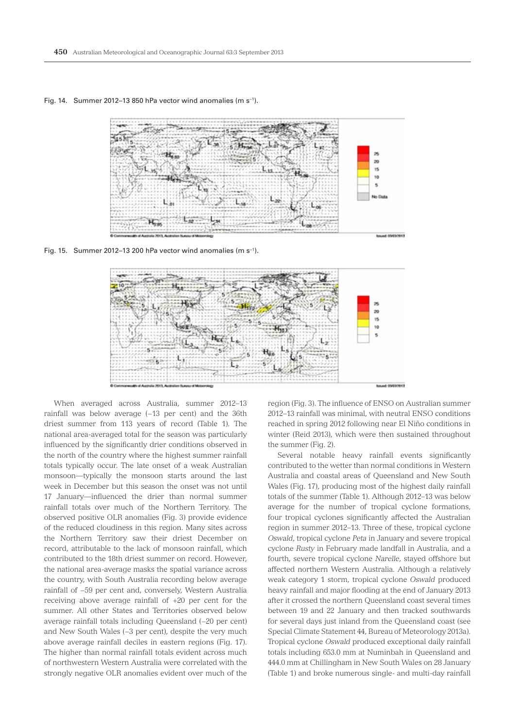Fig. 14. Summer 2012–13 850 hPa vector wind anomalies (m s$^{-1}$).

Fig. 15. Summer 2012–13 200 hPa vector wind anomalies (m s$^{-1}$).

When averaged across Australia, summer 2012–13 rainfall was below average (–13 per cent) and the 36th driest summer from 113 years of record (Table 1). The national area-averaged total for the season was particularly influenced by the significantly drier conditions observed in the north of the country where the highest summer rainfall totals typically occur. The late onset of a weak Australian monsoon—typically the monsoon starts around the last week in December but this season the onset was not until 17 January—influenced the drier than normal summer rainfall totals over much of the Northern Territory. The observed positive OLR anomalies (Fig. 3) provide evidence of the reduced cloudiness in this region. Many sites across the Northern Territory saw their driest December on record, attributable to the lack of monsoon rainfall, which contributed to the 18th driest summer on record. However, the national area-average masks the spatial variance across the country, with South Australia recording below average rainfall of –59 per cent and, conversely, Western Australia receiving above average rainfall of +20 per cent for the summer. All other States and Territories observed below average rainfall totals including Queensland (–20 per cent) and New South Wales (–3 per cent), despite the very much above average rainfall deciles in eastern regions (Fig. 17). The higher than normal rainfall totals evident across much of northwestern Western Australia were correlated with the strongly negative OLR anomalies evident over much of the region (Fig. 3). The influence of ENSO on Australian summer 2012–13 rainfall was minimal, with neutral ENSO conditions reached in spring 2012 following near El Niño conditions in winter (Reid 2013), which were then sustained throughout the summer (Fig. 2).

Several notable heavy rainfall events significantly contributed to the wetter than normal conditions in Western Australia and coastal areas of Queensland and New South Wales (Fig. 17), producing most of the highest daily rainfall totals of the summer (Table 1). Although 2012–13 was below average for the number of tropical cyclone formations, four tropical cyclones significantly affected the Australian region in summer 2012–13. Three of these, tropical cyclone *Oswald*, tropical cyclone *Peta* in January and severe tropical cyclone *Rusty* in February made landfall in Australia, and a fourth, severe tropical cyclone *Narelle*, stayed offshore but affected northern Western Australia. Although a relatively weak category 1 storm, tropical cyclone *Oswald* produced heavy rainfall and major flooding at the end of January 2013 after it crossed the northern Queensland coast several times between 19 and 22 January and then tracked southwards for several days just inland from the Queensland coast (see Special Climate Statement 44, Bureau of Meteorology 2013a). Tropical cyclone *Oswald* produced exceptional daily rainfall totals including 653.0 mm at Numinbah in Queensland and 444.0 mm at Chillingham in New South Wales on 28 January (Table 1) and broke numerous single- and multi-day rainfall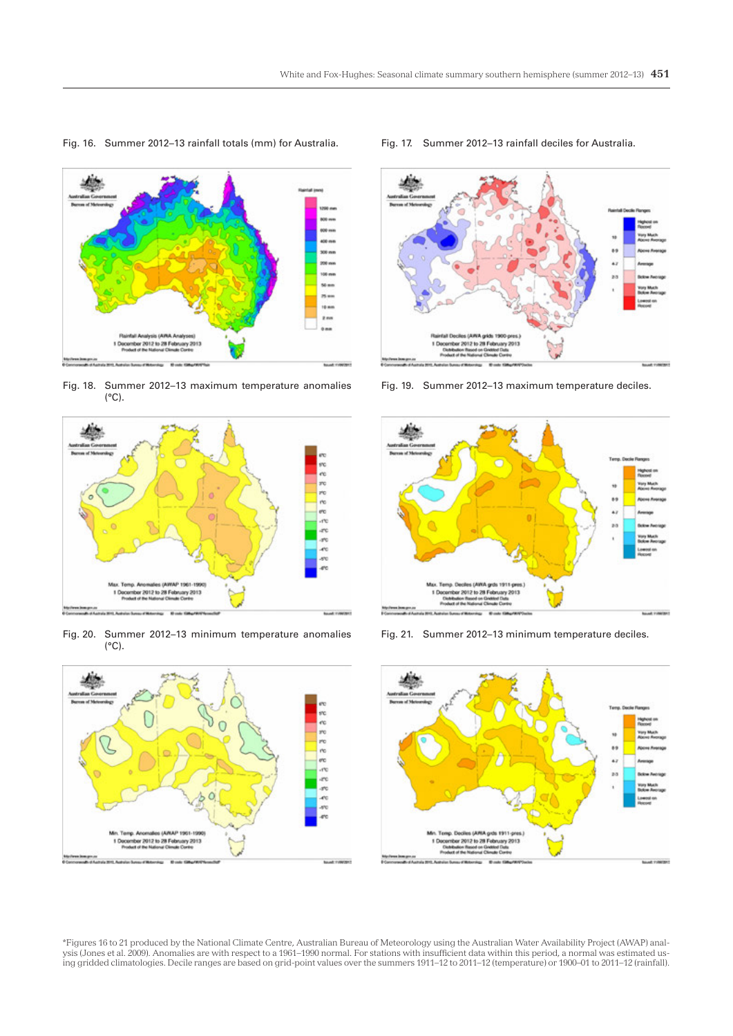Fig. 16. Summer 2012–13 rainfall totals (mm) for Australia.

Fig. 17. Summer 2012–13 rainfall deciles for Australia.

Fig. 18. Summer 2012–13 maximum temperature anomalies (°C).

Fig. 19. Summer 2012–13 maximum temperature deciles.

Fig. 20. Summer 2012–13 minimum temperature anomalies (°C).

Fig. 21. Summer 2012–13 minimum temperature deciles.

*Figures 16 to 21 produced by the National Climate Centre, Australian Bureau of Meteorology using the Australian Water Availability Project (AWAP) analysis (Jones et al. 2009). Anomalies are with respect to a 1961–1990 normal. For stations with insufficient data within this period, a normal was estimated using gridded climatologies. Decile ranges are based on grid-point values over the summers 1911–12 to 2011–12 (temperature) or 1900–01 to 2011–12 (rainfall).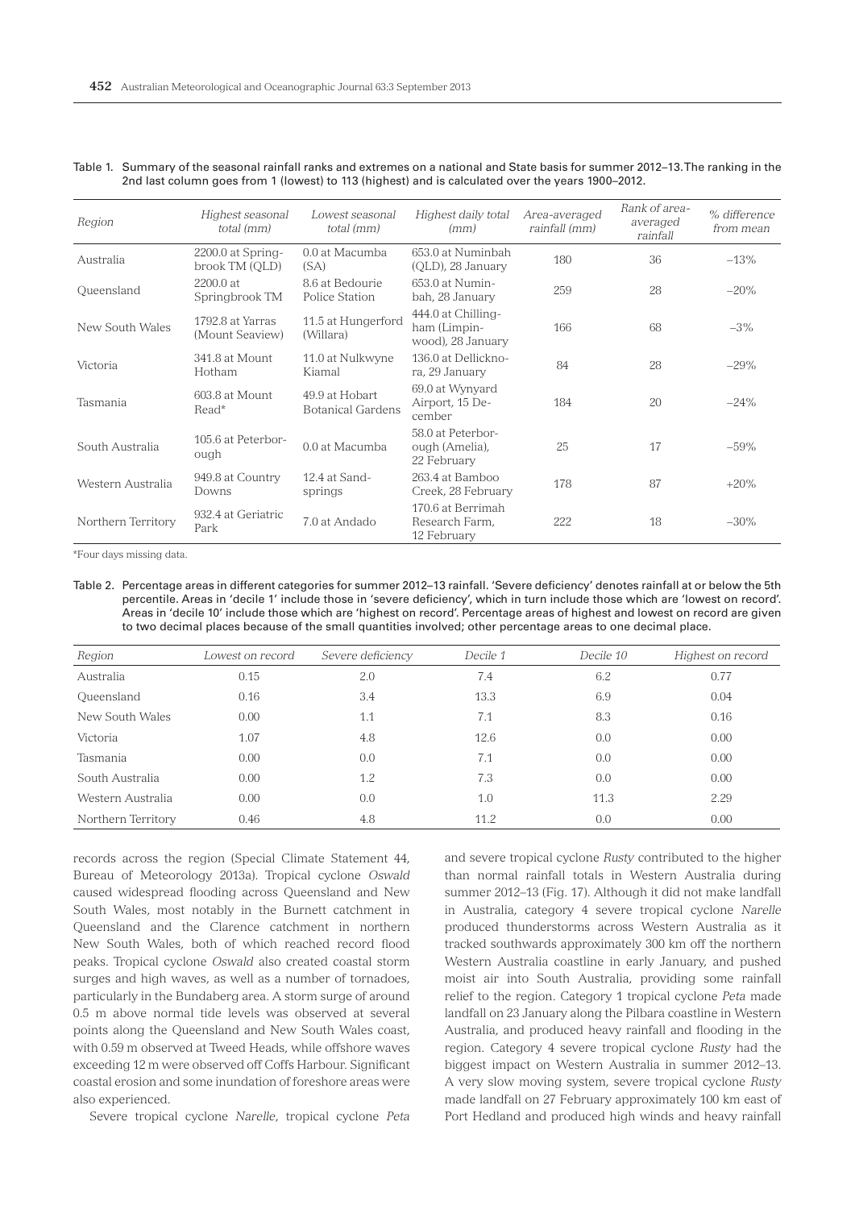Table 1. Summary of the seasonal rainfall ranks and extremes on a national and State basis for summer 2012–13. The ranking in the 2nd last column goes from 1 (lowest) to 113 (highest) and is calculated over the years 1900–2012.

| Region | Highest seasonal total (mm) | Lowest seasonal total (mm) | Highest daily total (mm) | Area-averaged rainfall (mm) | Rank of area-averaged rainfall | % difference from mean |
|---|---|---|---|---|---|---|
| Australia | 2200.0 at Springbrook TM (QLD) | 0.0 at Macumba (SA) | 653.0 at Numinbah (QLD), 28 January | 180 | 36 | −13% |
| Queensland | 2200.0 at Springbrook TM | 8.6 at Bedourie Police Station | 653.0 at Numinbah, 28 January | 259 | 28 | −20% |
| New South Wales | 1792.8 at Yarras (Mount Seaview) | 11.5 at Hungerford (Willara) | 444.0 at Chillingham (Limpinwood), 28 January | 166 | 68 | −3% |
| Victoria | 341.8 at Mount Hotham | 11.0 at Nulkwyne Kiamal | 136.0 at Dellicknora, 29 January | 84 | 28 | −29% |
| Tasmania | 603.8 at Mount Read* | 49.9 at Hobart Botanical Gardens | 69.0 at Wynyard Airport, 15 December | 184 | 20 | −24% |
| South Australia | 105.6 at Peterborough | 0.0 at Macumba | 58.0 at Peterborough (Amelia), 22 February | 25 | 17 | −59% |
| Western Australia | 949.8 at Country Downs | 12.4 at Sandsprings | 263.4 at Bamboo Creek, 28 February | 178 | 87 | +20% |
| Northern Territory | 932.4 at Geriatric Park | 7.0 at Andado | 170.6 at Berrimah Research Farm, 12 February | 222 | 18 | −30% |

*Four days missing data.

Table 2. Percentage areas in different categories for summer 2012–13 rainfall. 'Severe deficiency' denotes rainfall at or below the 5th percentile. Areas in 'decile 1' include those in 'severe deficiency', which in turn include those which are 'lowest on record'. Areas in 'decile 10' include those which are 'highest on record'. Percentage areas of highest and lowest on record are given to two decimal places because of the small quantities involved; other percentage areas to one decimal place.

| Region | Lowest on record | Severe deficiency | Decile 1 | Decile 10 | Highest on record |
|---|---|---|---|---|---|
| Australia | 0.15 | 2.0 | 7.4 | 6.2 | 0.77 |
| Queensland | 0.16 | 3.4 | 13.3 | 6.9 | 0.04 |
| New South Wales | 0.00 | 1.1 | 7.1 | 8.3 | 0.16 |
| Victoria | 1.07 | 4.8 | 12.6 | 0.0 | 0.00 |
| Tasmania | 0.00 | 0.0 | 7.1 | 0.0 | 0.00 |
| South Australia | 0.00 | 1.2 | 7.3 | 0.0 | 0.00 |
| Western Australia | 0.00 | 0.0 | 1.0 | 11.3 | 2.29 |
| Northern Territory | 0.46 | 4.8 | 11.2 | 0.0 | 0.00 |

records across the region (Special Climate Statement 44, Bureau of Meteorology 2013a). Tropical cyclone *Oswald* caused widespread flooding across Queensland and New South Wales, most notably in the Burnett catchment in Queensland and the Clarence catchment in northern New South Wales, both of which reached record flood peaks. Tropical cyclone *Oswald* also created coastal storm surges and high waves, as well as a number of tornadoes, particularly in the Bundaberg area. A storm surge of around 0.5 m above normal tide levels was observed at several points along the Queensland and New South Wales coast, with 0.59 m observed at Tweed Heads, while offshore waves exceeding 12 m were observed off Coffs Harbour. Significant coastal erosion and some inundation of foreshore areas were also experienced.

Severe tropical cyclone *Narelle*, tropical cyclone *Peta* and severe tropical cyclone *Rusty* contributed to the higher than normal rainfall totals in Western Australia during summer 2012–13 (Fig. 17). Although it did not make landfall in Australia, category 4 severe tropical cyclone *Narelle* produced thunderstorms across Western Australia as it tracked southwards approximately 300 km off the northern Western Australia coastline in early January, and pushed moist air into South Australia, providing some rainfall relief to the region. Category 1 tropical cyclone *Peta* made landfall on 23 January along the Pilbara coastline in Western Australia, and produced heavy rainfall and flooding in the region. Category 4 severe tropical cyclone *Rusty* had the biggest impact on Western Australia in summer 2012–13. A very slow moving system, severe tropical cyclone *Rusty* made landfall on 27 February approximately 100 km east of Port Hedland and produced high winds and heavy rainfall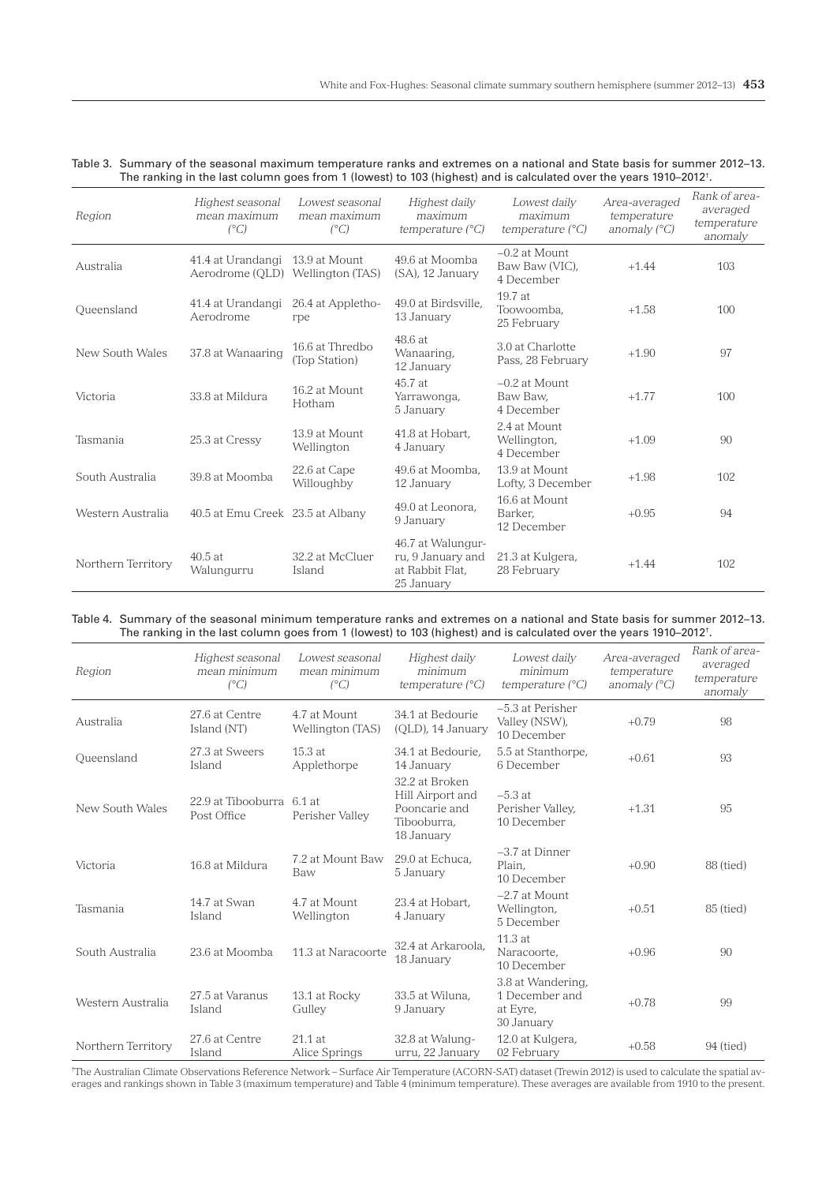Table 3. Summary of the seasonal maximum temperature ranks and extremes on a national and State basis for summer 2012–13. The ranking in the last column goes from 1 (lowest) to 103 (highest) and is calculated over the years 1910–2012[†].

| Region | Highest seasonal mean maximum (°C) | Lowest seasonal mean maximum (°C) | Highest daily maximum temperature (°C) | Lowest daily maximum temperature (°C) | Area-averaged temperature anomaly (°C) | Rank of area-averaged temperature anomaly |
|---|---|---|---|---|---|---|
| Australia | 41.4 at Urandangi Aerodrome (QLD) | 13.9 at Mount Wellington (TAS) | 49.6 at Moomba (SA), 12 January | −0.2 at Mount Baw Baw (VIC), 4 December | +1.44 | 103 |
| Queensland | 41.4 at Urandangi Aerodrome | 26.4 at Applethorpe | 49.0 at Birdsville, 13 January | 19.7 at Toowoomba, 25 February | +1.58 | 100 |
| New South Wales | 37.8 at Wanaaring | 16.6 at Thredbo (Top Station) | 48.6 at Wanaaring, 12 January | 3.0 at Charlotte Pass, 28 February | +1.90 | 97 |
| Victoria | 33.8 at Mildura | 16.2 at Mount Hotham | 45.7 at Yarrawonga, 5 January | −0.2 at Mount Baw Baw, 4 December | +1.77 | 100 |
| Tasmania | 25.3 at Cressy | 13.9 at Mount Wellington | 41.8 at Hobart, 4 January | 2.4 at Mount Wellington, 4 December | +1.09 | 90 |
| South Australia | 39.8 at Moomba | 22.6 at Cape Willoughby | 49.6 at Moomba, 12 January | 13.9 at Mount Lofty, 3 December | +1.98 | 102 |
| Western Australia | 40.5 at Emu Creek | 23.5 at Albany | 49.0 at Leonora, 9 January | 16.6 at Mount Barker, 12 December | +0.95 | 94 |
| Northern Territory | 40.5 at Walungurru | 32.2 at McCluer Island | 46.7 at Walungurru, 9 January and at Rabbit Flat, 25 January | 21.3 at Kulgera, 28 February | +1.44 | 102 |

Table 4. Summary of the seasonal minimum temperature ranks and extremes on a national and State basis for summer 2012–13. The ranking in the last column goes from 1 (lowest) to 103 (highest) and is calculated over the years 1910–2012[†].

| Region | Highest seasonal mean minimum (°C) | Lowest seasonal mean minimum (°C) | Highest daily minimum temperature (°C) | Lowest daily minimum temperature (°C) | Area-averaged temperature anomaly (°C) | Rank of area-averaged temperature anomaly |
|---|---|---|---|---|---|---|
| Australia | 27.6 at Centre Island (NT) | 4.7 at Mount Wellington (TAS) | 34.1 at Bedourie (QLD), 14 January | −5.3 at Perisher Valley (NSW), 10 December | +0.79 | 98 |
| Queensland | 27.3 at Sweers Island | 15.3 at Applethorpe | 34.1 at Bedourie, 14 January | 5.5 at Stanthorpe, 6 December | +0.61 | 93 |
| New South Wales | 22.9 at Tibooburra Post Office | 6.1 at Perisher Valley | 32.2 at Broken Hill Airport and Pooncarie and Tibooburra, 18 January | −5.3 at Perisher Valley, 10 December | +1.31 | 95 |
| Victoria | 16.8 at Mildura | 7.2 at Mount Baw Baw | 29.0 at Echuca, 5 January | −3.7 at Dinner Plain, 10 December | +0.90 | 88 (tied) |
| Tasmania | 14.7 at Swan Island | 4.7 at Mount Wellington | 23.4 at Hobart, 4 January | −2.7 at Mount Wellington, 5 December | +0.51 | 85 (tied) |
| South Australia | 23.6 at Moomba | 11.3 at Naracoorte | 32.4 at Arkaroola, 18 January | 11.3 at Naracoorte, 10 December | +0.96 | 90 |
| Western Australia | 27.5 at Varanus Island | 13.1 at Rocky Gulley | 33.5 at Wiluna, 9 January | 3.8 at Wandering, 1 December and at Eyre, 30 January | +0.78 | 99 |
| Northern Territory | 27.6 at Centre Island | 21.1 at Alice Springs | 32.8 at Walungurru, 22 January | 12.0 at Kulgera, 02 February | +0.58 | 94 (tied) |

[†]The Australian Climate Observations Reference Network – Surface Air Temperature (ACORN-SAT) dataset (Trewin 2012) is used to calculate the spatial averages and rankings shown in Table 3 (maximum temperature) and Table 4 (minimum temperature). These averages are available from 1910 to the present.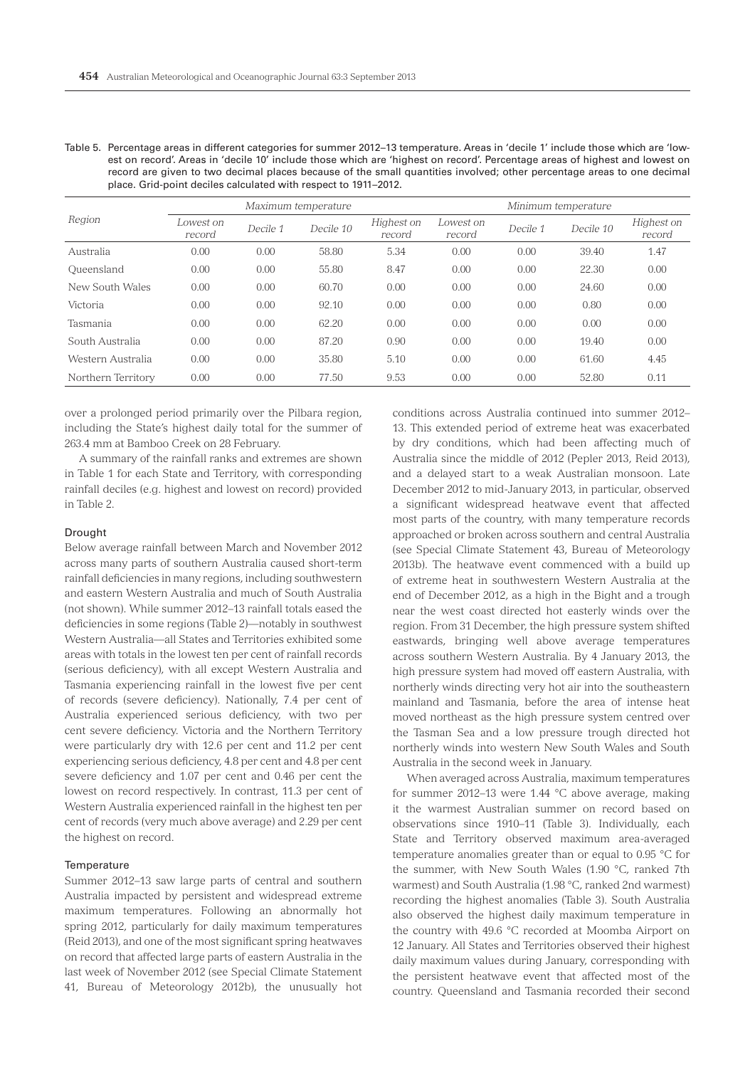Table 5. Percentage areas in different categories for summer 2012–13 temperature. Areas in 'decile 1' include those which are 'lowest on record'. Areas in 'decile 10' include those which are 'highest on record'. Percentage areas of highest and lowest on record are given to two decimal places because of the small quantities involved; other percentage areas to one decimal place. Grid-point deciles calculated with respect to 1911–2012.

| Region | Maximum temperature | | | | Minimum temperature | | | |
|---|---|---|---|---|---|---|---|---|
| | *Lowest on record* | *Decile 1* | *Decile 10* | *Highest on record* | *Lowest on record* | *Decile 1* | *Decile 10* | *Highest on record* |
| Australia | 0.00 | 0.00 | 58.80 | 5.34 | 0.00 | 0.00 | 39.40 | 1.47 |
| Queensland | 0.00 | 0.00 | 55.80 | 8.47 | 0.00 | 0.00 | 22.30 | 0.00 |
| New South Wales | 0.00 | 0.00 | 60.70 | 0.00 | 0.00 | 0.00 | 24.60 | 0.00 |
| Victoria | 0.00 | 0.00 | 92.10 | 0.00 | 0.00 | 0.00 | 0.80 | 0.00 |
| Tasmania | 0.00 | 0.00 | 62.20 | 0.00 | 0.00 | 0.00 | 0.00 | 0.00 |
| South Australia | 0.00 | 0.00 | 87.20 | 0.90 | 0.00 | 0.00 | 19.40 | 0.00 |
| Western Australia | 0.00 | 0.00 | 35.80 | 5.10 | 0.00 | 0.00 | 61.60 | 4.45 |
| Northern Territory | 0.00 | 0.00 | 77.50 | 9.53 | 0.00 | 0.00 | 52.80 | 0.11 |

over a prolonged period primarily over the Pilbara region, including the State's highest daily total for the summer of 263.4 mm at Bamboo Creek on 28 February.

A summary of the rainfall ranks and extremes are shown in Table 1 for each State and Territory, with corresponding rainfall deciles (e.g. highest and lowest on record) provided in Table 2.

### Drought

Below average rainfall between March and November 2012 across many parts of southern Australia caused short-term rainfall deficiencies in many regions, including southwestern and eastern Western Australia and much of South Australia (not shown). While summer 2012–13 rainfall totals eased the deficiencies in some regions (Table 2)—notably in southwest Western Australia—all States and Territories exhibited some areas with totals in the lowest ten per cent of rainfall records (serious deficiency), with all except Western Australia and Tasmania experiencing rainfall in the lowest five per cent of records (severe deficiency). Nationally, 7.4 per cent of Australia experienced serious deficiency, with two per cent severe deficiency. Victoria and the Northern Territory were particularly dry with 12.6 per cent and 11.2 per cent experiencing serious deficiency, 4.8 per cent and 4.8 per cent severe deficiency and 1.07 per cent and 0.46 per cent the lowest on record respectively. In contrast, 11.3 per cent of Western Australia experienced rainfall in the highest ten per cent of records (very much above average) and 2.29 per cent the highest on record.

### Temperature

Summer 2012–13 saw large parts of central and southern Australia impacted by persistent and widespread extreme maximum temperatures. Following an abnormally hot spring 2012, particularly for daily maximum temperatures (Reid 2013), and one of the most significant spring heatwaves on record that affected large parts of eastern Australia in the last week of November 2012 (see Special Climate Statement 41, Bureau of Meteorology 2012b), the unusually hot conditions across Australia continued into summer 2012–13. This extended period of extreme heat was exacerbated by dry conditions, which had been affecting much of Australia since the middle of 2012 (Pepler 2013, Reid 2013), and a delayed start to a weak Australian monsoon. Late December 2012 to mid-January 2013, in particular, observed a significant widespread heatwave event that affected most parts of the country, with many temperature records approached or broken across southern and central Australia (see Special Climate Statement 43, Bureau of Meteorology 2013b). The heatwave event commenced with a build up of extreme heat in southwestern Western Australia at the end of December 2012, as a high in the Bight and a trough near the west coast directed hot easterly winds over the region. From 31 December, the high pressure system shifted eastwards, bringing well above average temperatures across southern Western Australia. By 4 January 2013, the high pressure system had moved off eastern Australia, with northerly winds directing very hot air into the southeastern mainland and Tasmania, before the area of intense heat moved northeast as the high pressure system centred over the Tasman Sea and a low pressure trough directed hot northerly winds into western New South Wales and South Australia in the second week in January.

When averaged across Australia, maximum temperatures for summer 2012–13 were 1.44 °C above average, making it the warmest Australian summer on record based on observations since 1910–11 (Table 3). Individually, each State and Territory observed maximum area-averaged temperature anomalies greater than or equal to 0.95 °C for the summer, with New South Wales (1.90 °C, ranked 7th warmest) and South Australia (1.98 °C, ranked 2nd warmest) recording the highest anomalies (Table 3). South Australia also observed the highest daily maximum temperature in the country with 49.6 °C recorded at Moomba Airport on 12 January. All States and Territories observed their highest daily maximum values during January, corresponding with the persistent heatwave event that affected most of the country. Queensland and Tasmania recorded their second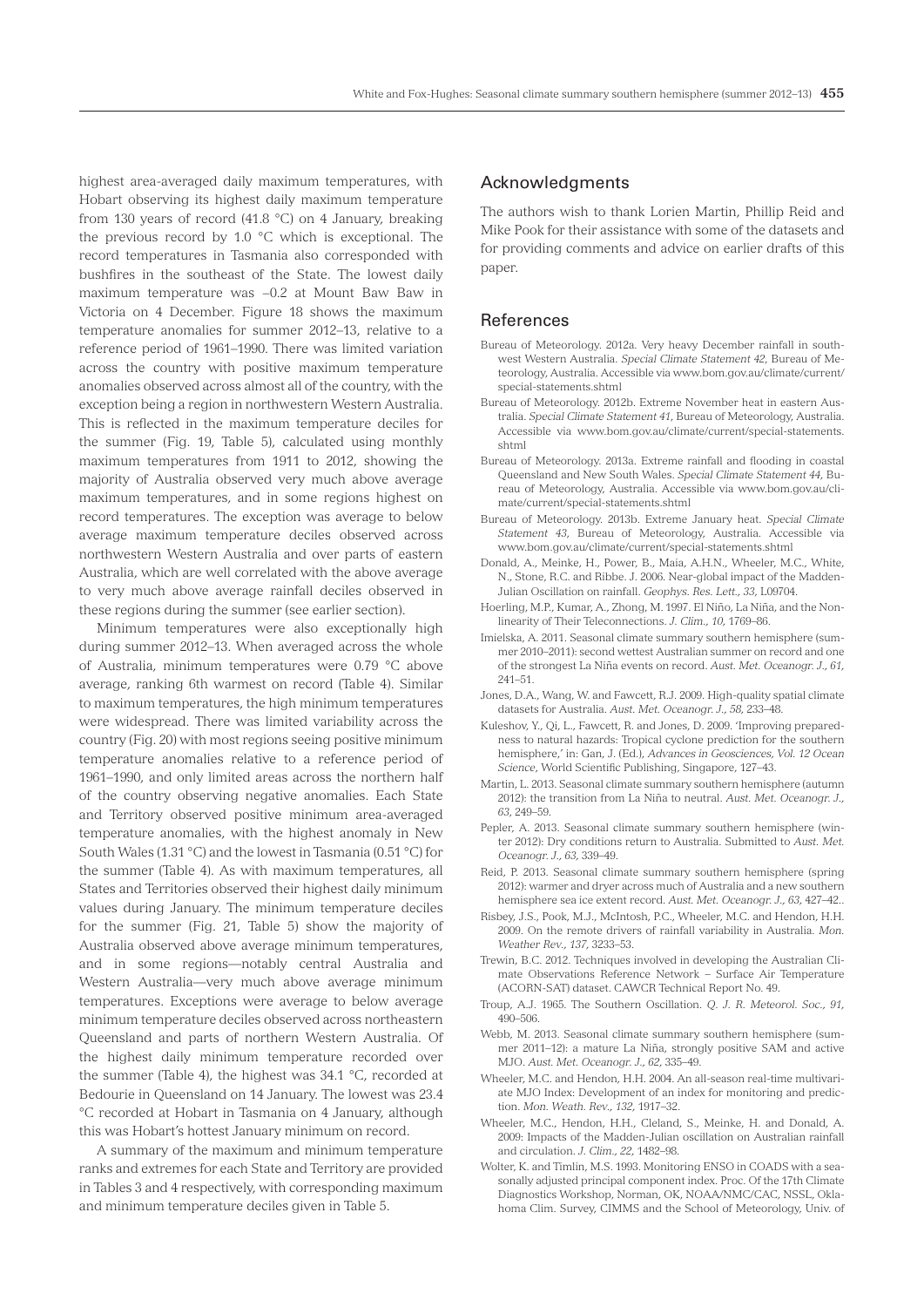highest area-averaged daily maximum temperatures, with Hobart observing its highest daily maximum temperature from 130 years of record (41.8 °C) on 4 January, breaking the previous record by 1.0 °C which is exceptional. The record temperatures in Tasmania also corresponded with bushfires in the southeast of the State. The lowest daily maximum temperature was –0.2 at Mount Baw Baw in Victoria on 4 December. Figure 18 shows the maximum temperature anomalies for summer 2012–13, relative to a reference period of 1961–1990. There was limited variation across the country with positive maximum temperature anomalies observed across almost all of the country, with the exception being a region in northwestern Western Australia. This is reflected in the maximum temperature deciles for the summer (Fig. 19, Table 5), calculated using monthly maximum temperatures from 1911 to 2012, showing the majority of Australia observed very much above average maximum temperatures, and in some regions highest on record temperatures. The exception was average to below average maximum temperature deciles observed across northwestern Western Australia and over parts of eastern Australia, which are well correlated with the above average to very much above average rainfall deciles observed in these regions during the summer (see earlier section).

Minimum temperatures were also exceptionally high during summer 2012–13. When averaged across the whole of Australia, minimum temperatures were 0.79 °C above average, ranking 6th warmest on record (Table 4). Similar to maximum temperatures, the high minimum temperatures were widespread. There was limited variability across the country (Fig. 20) with most regions seeing positive minimum temperature anomalies relative to a reference period of 1961–1990, and only limited areas across the northern half of the country observing negative anomalies. Each State and Territory observed positive minimum area-averaged temperature anomalies, with the highest anomaly in New South Wales (1.31 °C) and the lowest in Tasmania (0.51 °C) for the summer (Table 4). As with maximum temperatures, all States and Territories observed their highest daily minimum values during January. The minimum temperature deciles for the summer (Fig. 21, Table 5) show the majority of Australia observed above average minimum temperatures, and in some regions—notably central Australia and Western Australia—very much above average minimum temperatures. Exceptions were average to below average minimum temperature deciles observed across northeastern Queensland and parts of northern Western Australia. Of the highest daily minimum temperature recorded over the summer (Table 4), the highest was 34.1 °C, recorded at Bedourie in Queensland on 14 January. The lowest was 23.4 °C recorded at Hobart in Tasmania on 4 January, although this was Hobart's hottest January minimum on record.

A summary of the maximum and minimum temperature ranks and extremes for each State and Territory are provided in Tables 3 and 4 respectively, with corresponding maximum and minimum temperature deciles given in Table 5.

## Acknowledgments

The authors wish to thank Lorien Martin, Phillip Reid and Mike Pook for their assistance with some of the datasets and for providing comments and advice on earlier drafts of this paper.

## References

Bureau of Meteorology. 2012a. Very heavy December rainfall in southwest Western Australia. *Special Climate Statement 42*, Bureau of Meteorology, Australia. Accessible via www.bom.gov.au/climate/current/special-statements.shtml

Bureau of Meteorology. 2012b. Extreme November heat in eastern Australia. *Special Climate Statement 41*, Bureau of Meteorology, Australia. Accessible via www.bom.gov.au/climate/current/special-statements.shtml

Bureau of Meteorology. 2013a. Extreme rainfall and flooding in coastal Queensland and New South Wales. *Special Climate Statement 44*, Bureau of Meteorology, Australia. Accessible via www.bom.gov.au/climate/current/special-statements.shtml

Bureau of Meteorology. 2013b. Extreme January heat. *Special Climate Statement 43*, Bureau of Meteorology, Australia. Accessible via www.bom.gov.au/climate/current/special-statements.shtml

Donald, A., Meinke, H., Power, B., Maia, A.H.N., Wheeler, M.C., White, N., Stone, R.C. and Ribbe. J. 2006. Near-global impact of the Madden-Julian Oscillation on rainfall. *Geophys. Res. Lett., 33*, L09704.

Hoerling, M.P., Kumar, A., Zhong, M. 1997. El Niño, La Niña, and the Nonlinearity of Their Teleconnections. *J. Clim., 10*, 1769–86.

Imielska, A. 2011. Seasonal climate summary southern hemisphere (summer 2010–2011): second wettest Australian summer on record and one of the strongest La Niña events on record. *Aust. Met. Oceanogr. J., 61*, 241–51.

Jones, D.A., Wang, W. and Fawcett, R.J. 2009. High-quality spatial climate datasets for Australia. *Aust. Met. Oceanogr. J., 58*, 233–48.

Kuleshov, Y., Qi, L., Fawcett, R. and Jones, D. 2009. 'Improving preparedness to natural hazards: Tropical cyclone prediction for the southern hemisphere,' in: Gan, J. (Ed.), *Advances in Geosciences, Vol. 12 Ocean Science*, World Scientific Publishing, Singapore, 127–43.

Martin, L. 2013. Seasonal climate summary southern hemisphere (autumn 2012): the transition from La Niña to neutral. *Aust. Met. Oceanogr. J., 63*, 249–59.

Pepler, A. 2013. Seasonal climate summary southern hemisphere (winter 2012): Dry conditions return to Australia. Submitted to *Aust. Met. Oceanogr. J., 63*, 339–49.

Reid, P. 2013. Seasonal climate summary southern hemisphere (spring 2012): warmer and dryer across much of Australia and a new southern hemisphere sea ice extent record. *Aust. Met. Oceanogr. J., 63*, 427–42..

Risbey, J.S., Pook, M.J., McIntosh, P.C., Wheeler, M.C. and Hendon, H.H. 2009. On the remote drivers of rainfall variability in Australia. *Mon. Weather Rev., 137*, 3233–53.

Trewin, B.C. 2012. Techniques involved in developing the Australian Climate Observations Reference Network – Surface Air Temperature (ACORN-SAT) dataset. CAWCR Technical Report No. 49.

Troup, A.J. 1965. The Southern Oscillation. *Q. J. R. Meteorol. Soc., 91*, 490–506.

Webb, M. 2013. Seasonal climate summary southern hemisphere (summer 2011–12): a mature La Niña, strongly positive SAM and active MJO. *Aust. Met. Oceanogr. J., 62*, 335–49.

Wheeler, M.C. and Hendon, H.H. 2004. An all-season real-time multivariate MJO Index: Development of an index for monitoring and prediction. *Mon. Weath. Rev., 132*, 1917–32.

Wheeler, M.C., Hendon, H.H., Cleland, S., Meinke, H. and Donald, A. 2009: Impacts of the Madden-Julian oscillation on Australian rainfall and circulation. *J. Clim., 22*, 1482–98.

Wolter, K. and Timlin, M.S. 1993. Monitoring ENSO in COADS with a seasonally adjusted principal component index. Proc. Of the 17th Climate Diagnostics Workshop, Norman, OK, NOAA/NMC/CAC, NSSL, Oklahoma Clim. Survey, CIMMS and the School of Meteorology, Univ. of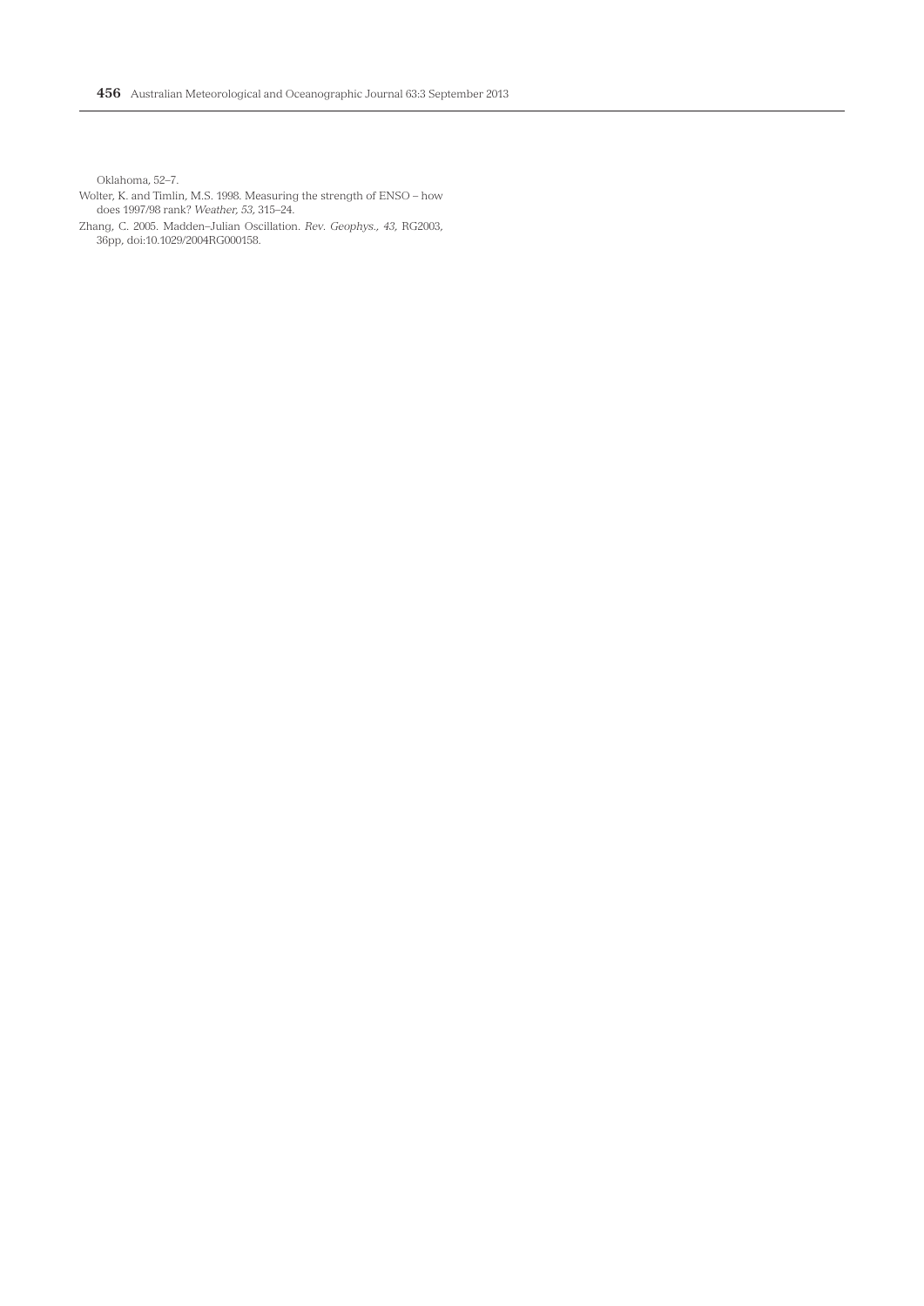Oklahoma, 52–7.

Wolter, K. and Timlin, M.S. 1998. Measuring the strength of ENSO – how does 1997/98 rank? *Weather, 53,* 315–24.

Zhang, C. 2005. Madden–Julian Oscillation. *Rev. Geophys., 43,* RG2003, 36pp, doi:10.1029/2004RG000158.